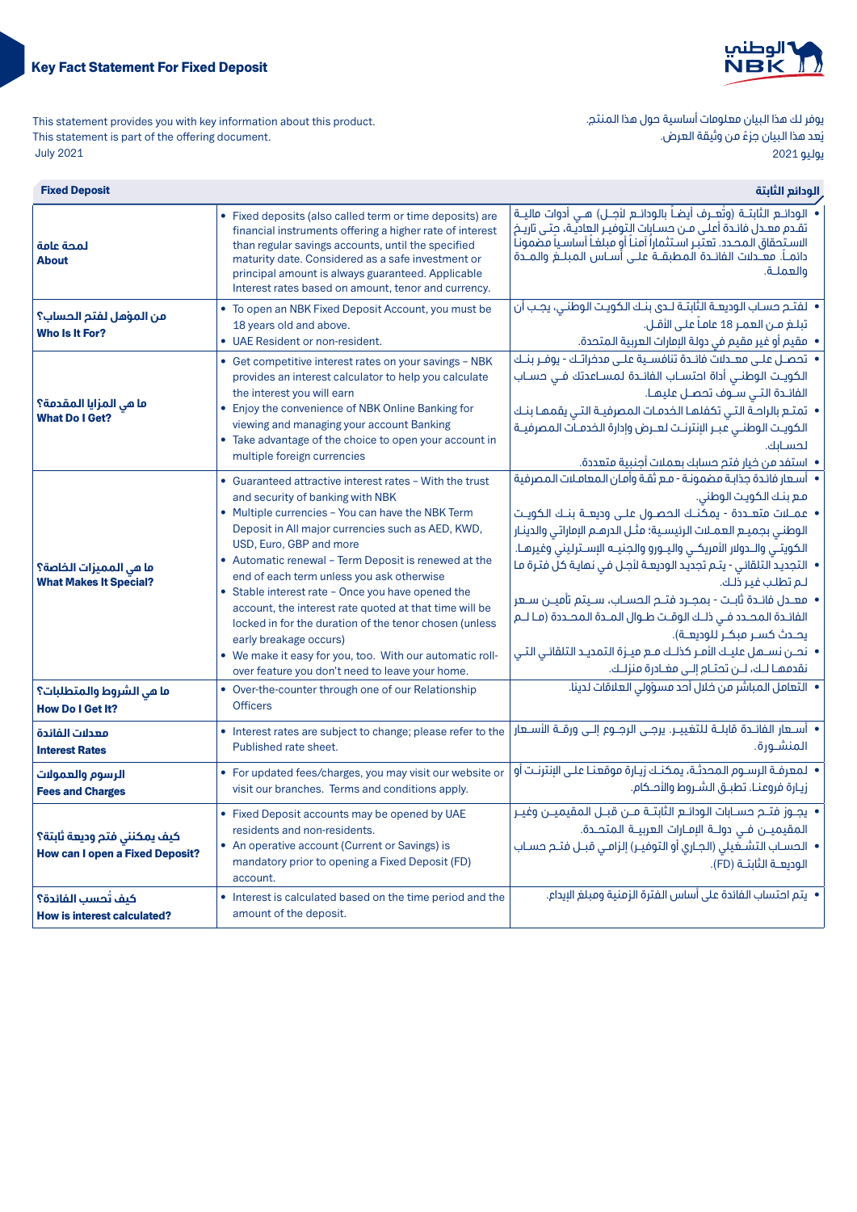# Key Fact Statement For Fixed Deposit

This statement provides you with key information about this product.
This statement is part of the offering document.
July 2021

يوفر لك هذا البيان معلومات أساسية حول هذا المنتج.
يعد هذا البيان جزء من وثيقة العرض.
يوليو 2021

| Fixed Deposit | | الودائع الثابتة |
|---|---|---|
| لمحة عامة<br>**About** | • Fixed deposits (also called term or time deposits) are financial instruments offering a higher rate of interest than regular savings accounts, until the specified maturity date. Considered as a safe investment or principal amount is always guaranteed. Applicable Interest rates based on amount, tenor and currency. | • الودائـع الثابتـة (وتُعـرف أيضـاً بالودائـع لأجـل) هـي أدوات ماليـة تقـدم معـدل فائـدة أعلـى مـن حسابات التوفير العادية، حتـى تاريخ الاستحقاق المحـدد. تعتبر استثماراً آمناً أو مبلغاً أساسياً مضموناً دائمـاً. معـدلات الفائـدة المطبقـة علـى أسـاس المبلـغ والمـدة والعملـة. |
| من المؤهل لفتح الحساب؟<br>**Who Is It For?** | • To open an NBK Fixed Deposit Account, you must be 18 years old and above.<br>• UAE Resident or non-resident. | • لفتـح حسـاب الوديعـة الثابتـة لـدى بنـك الكويـت الوطنـي، يجـب أن تبلـغ مـن العمـر 18 عامـاً علـى الأقـل.<br>• مقيم أو غير مقيم في دولة الإمارات العربية المتحدة. |
| ما هي المزايا المقدمة؟<br>**What Do I Get?** | • Get competitive interest rates on your savings – NBK provides an interest calculator to help you calculate the interest you will earn<br>• Enjoy the convenience of NBK Online Banking for viewing and managing your account Banking<br>• Take advantage of the choice to open your account in multiple foreign currencies | • تحصـل علـى معـدلات فائـدة تنافسـية علـى مدخراتـك - يوفـر بنـك الكويـت الوطنـي أداة احتسـاب الفائـدة لمسـاعدتك فـي حسـاب الفائـدة التـي سـوف تحصـل عليهـا.<br>• تمتـع بالراحـة التـي تكفلهـا الخدمـات المصرفيـة التـي يقدمهـا بنـك الكويـت الوطنـي عبـر الإنترنـت لعـرض وإدارة الخدمـات المصرفيـة لحسـابك.<br>• استفد من خيار فتح حسابك بعملات أجنبية متعددة. |
| ما هي المميزات الخاصة؟<br>**What Makes It Special?** | • Guaranteed attractive interest rates – With the trust and security of banking with NBK<br>• Multiple currencies – You can have the NBK Term Deposit in All major currencies such as AED, KWD, USD, Euro, GBP and more<br>• Automatic renewal – Term Deposit is renewed at the end of each term unless you ask otherwise<br>• Stable interest rate – Once you have opened the account, the interest rate quoted at that time will be locked in for the duration of the tenor chosen (unless early breakage occurs)<br>• We make it easy for you, too. With our automatic roll-over feature you don't need to leave your home. | • أسعار فائدة جذابة مضمونة - مع ثقة وأمان المعاملات المصرفية مع بنك الكويت الوطني.<br>• عمـلات متعـددة - يمكنـك الحصـول علـى وديعـة بنـك الكويـت الوطنـي بجميـع العمـلات الرئيسـية؛ مثـل الدرهـم الإماراتـي والدينـار الكويتـي والـدولار الأمريكـي واليـورو والجنيـه الإسـترليني وغيرهـا.<br>• التجديد التلقائي - يتم تجديد الوديعـة لأجـل فـي نهايـة كل فتـرة مـا لـم تطلـب غيـر ذلـك.<br>• معـدل فائـدة ثابـت - بمجـرد فتـح الحسـاب، سـيتم تأميـن سـعر الفائـدة المحـدد فـي ذلـك الوقـت طـوال المـدة المحـددة (مـا لـم يحـدث كسـر مبكـر للوديعـة).<br>• نحـن نسـهل عليـك الأمـر كذلـك مـع ميـزة التمديـد التلقائـي التـي نقدمهـا لـك، لـن تحتـاج إلـى مغـادرة منزلـك. |
| ما هي الشروط والمتطلبات؟<br>**How Do I Get It?** | • Over-the-counter through one of our Relationship Officers | • التعامل المباشر من خلال أحد مسؤولي العلاقات لدينا. |
| معدلات الفائدة<br>**Interest Rates** | • Interest rates are subject to change; please refer to the Published rate sheet. | • أسـعار الفائـدة قابلـة للتغييـر. يرجـى الرجـوع إلـى ورقـة الأسـعار المنشـورة. |
| الرسوم والعمولات<br>**Fees and Charges** | • For updated fees/charges, you may visit our website or visit our branches. Terms and conditions apply. | • لمعرفـة الرسـوم المحدثـة، يمكنـك زيـارة موقعنـا علـى الإنترنـت أو زيـارة فروعنـا. تطبـق الشـروط والأحـكام. |
| كيف يمكنني فتح وديعة ثابتة؟<br>**How can I open a Fixed Deposit?** | • Fixed Deposit accounts may be opened by UAE residents and non-residents.<br>• An operative account (Current or Savings) is mandatory prior to opening a Fixed Deposit (FD) account. | • يجـوز فتـح حسـابات الودائـع الثابتـة مـن قبـل المقيميـن وغيـر المقيميـن فـي دولـة الإمـارات العربيـة المتحـدة.<br>• الحسـاب التشـغيلي (الجـاري أو التوفيـر) إلزامـي قبـل فتـح حسـاب الوديعـة الثابتـة (FD). |
| كيف تُحسب الفائدة؟<br>**How is interest calculated?** | • Interest is calculated based on the time period and the amount of the deposit. | • يتم احتساب الفائدة على أساس الفترة الزمنية ومبلغ الإيداع. |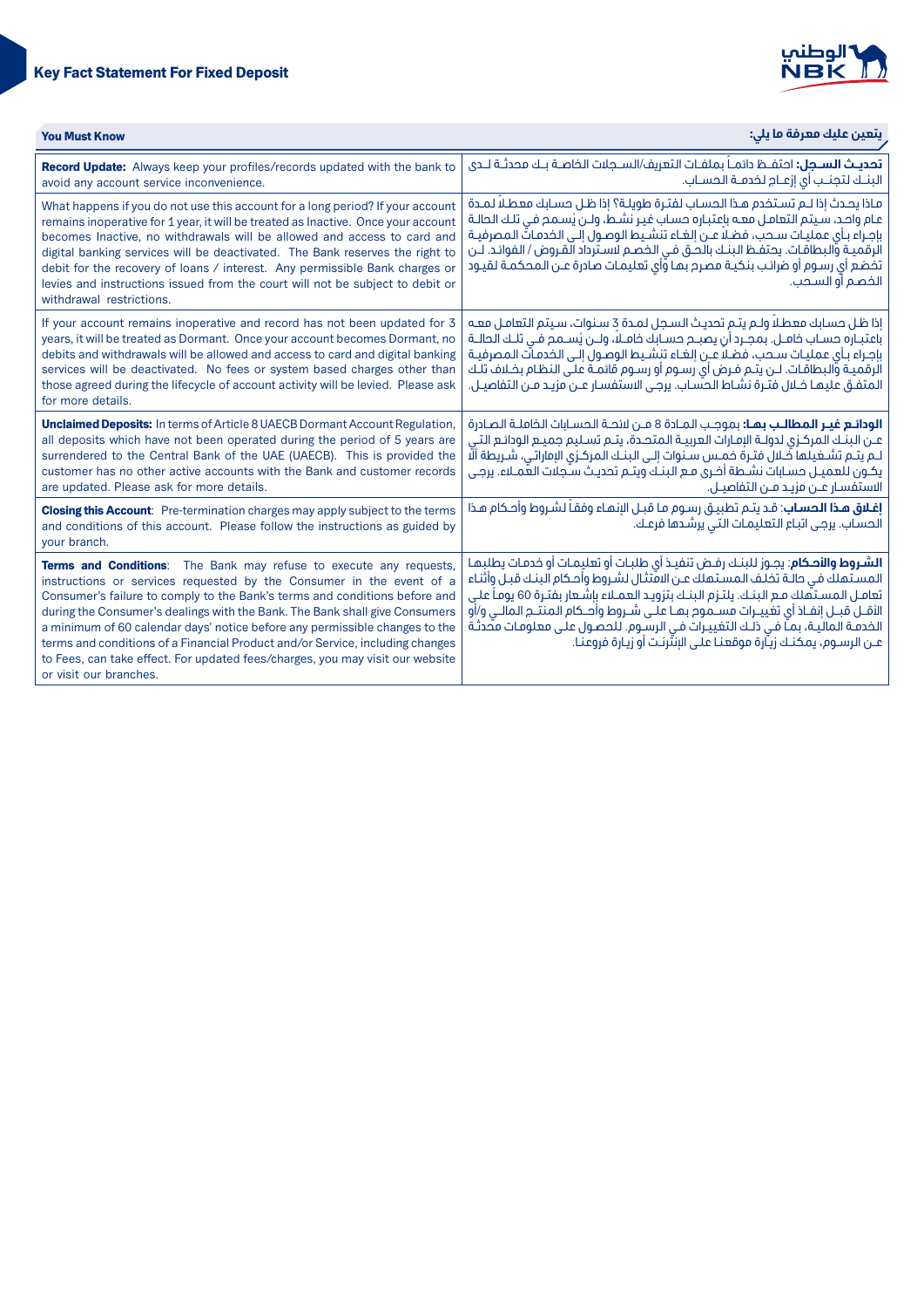## Key Fact Statement For Fixed Deposit

| You Must Know | يتعين عليك معرفة ما يلي: |
|---|---|
| **Record Update:** Always keep your profiles/records updated with the bank to avoid any account service inconvenience. | **تحديث السجل:** احتفظ دائماً بملفات التعريف/السجلات الخاصة بك محدثة لدى البنك لتجنب أي إزعاج لخدمة الحساب. |
| What happens if you do not use this account for a long period? If your account remains inoperative for 1 year, it will be treated as Inactive. Once your account becomes Inactive, no withdrawals will be allowed and access to card and digital banking services will be deactivated. The Bank reserves the right to debit for the recovery of loans / interest. Any permissible Bank charges or levies and instructions issued from the court will not be subject to debit or withdrawal restrictions. | ماذا يحدث إذا لم تستخدم هذا الحساب لفترة طويلة؟ إذا ظل حسابك معطلاً لمدة عام واحد، سيتم التعامل معه باعتباره حساب غير نشط، ولن يُسمح في تلك الحالة بإجراء بأي عمليات سحب، فضلا عن إلغاء تنشيط الوصول إلى الخدمات المصرفية الرقمية والبطاقات. يحتفظ البنك بالحق في الخصم لاسترداد القروض / الفوائد. لن تخضع أي رسوم أو ضرائب بنكية مصرح بها وأي تعليمات صادرة عن المحكمة لقيود الخصم أو السحب. |
| If your account remains inoperative and record has not been updated for 3 years, it will be treated as Dormant. Once your account becomes Dormant, no debits and withdrawals will be allowed and access to card and digital banking services will be deactivated. No fees or system based charges other than those agreed during the lifecycle of account activity will be levied. Please ask for more details. | إذا ظل حسابك معطلاً ولم يتم تحديث السجل لمدة 3 سنوات، سيتم التعامل معه باعتباره حساب خامل. بمجرد أن يصبح حسابك خاملاً، ولن يُسمح في تلك الحالة بإجراء بأي عمليات سحب، فضلا عن إلغاء تنشيط الوصول إلى الخدمات المصرفية الرقمية والبطاقات. لن يتم فرض أي رسوم أو رسوم قائمة على النظام بخلاف تلك المتفق عليها خلال فترة نشاط الحساب. يرجى الاستفسار عن مزيد من التفاصيل. |
| **Unclaimed Deposits:** In terms of Article 8 UAECB Dormant Account Regulation, all deposits which have not been operated during the period of 5 years are surrendered to the Central Bank of the UAE (UAECB). This is provided the customer has no other active accounts with the Bank and customer records are updated. Please ask for more details. | **الودائع غير المطالب بها:** بموجب المادة 8 من لائحة الحسابات الخاملة الصادرة عن البنك المركزي لدولة الإمارات العربية المتحدة، يتم تسليم جميع الودائع التي لم يتم تشغيلها خلال فترة خمس سنوات إلى البنك المركزي الإماراتي، شريطة ألا يكون للعميل حسابات نشطة أخرى مع البنك ويتم تحديث سجلات العملاء. يرجى الاستفسار عن مزيد من التفاصيل. |
| **Closing this Account**: Pre-termination charges may apply subject to the terms and conditions of this account. Please follow the instructions as guided by your branch. | **إغلاق هذا الحساب**: قد يتم تطبيق رسوم ما قبل الإنهاء وفقاً لشروط وأحكام هذا الحساب. يرجى اتباع التعليمات التي يرشدها فرعك. |
| **Terms and Conditions**: The Bank may refuse to execute any requests, instructions or services requested by the Consumer in the event of a Consumer's failure to comply to the Bank's terms and conditions before and during the Consumer's dealings with the Bank. The Bank shall give Consumers a minimum of 60 calendar days' notice before any permissible changes to the terms and conditions of a Financial Product and/or Service, including changes to Fees, can take effect. For updated fees/charges, you may visit our website or visit our branches. | **الشروط والأحكام**: يجوز للبنك رفض تنفيذ أي طلبات أو تعليمات أو خدمات يطلبها المستهلك في حالة تخلف المستهلك عن الامتثال لشروط وأحكام البنك قبل وأثناء تعامل المستهلك مع البنك. يلتزم البنك بتزويد العملاء بإشعار بفترة 60 يوماً على الأقل قبل إنفاذ أي تغييرات مسموح بها على شروط وأحكام المنتج المالي و/أو الخدمة المالية، بما في ذلك التغييرات في الرسوم. للحصول على معلومات محدثة عن الرسوم، يمكنك زيارة موقعنا على الإنترنت أو زيارة فروعنا. |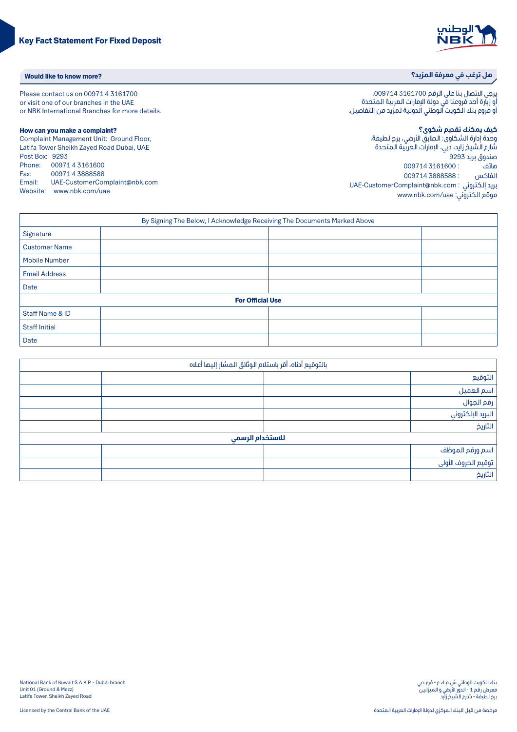# Key Fact Statement For Fixed Deposit

## Would like to know more?

Please contact us on 00971 4 3161700
or visit one of our branches in the UAE
or NBK International Branches for more details.

**How can you make a complaint?**
Complaint Management Unit: Ground Floor,
Latifa Tower Sheikh Zayed Road Dubai, UAE
Post Box: 9293
Phone: 00971 4 3161600
Fax: 00971 4 3888588
Email: UAE-CustomerComplaint@nbk.com
Website: www.nbk.com/uae

## هل ترغب في معرفة المزيد؟

يرجى الاتصال بنا على الرقم 009714 3161700،
أو زيارة أحد فروعنا في دولة الإمارات العربية المتحدة
أو فروع بنك الكويت الوطني الدولية لمزيد من التفاصيل.

**كيف يمكنك تقديم شكوى؟**
وحدة إدارة الشكاوى: الطابق الأرضي، برج لطيفة،
شارع الشيخ زايد، دبي، الإمارات العربية المتحدة
صندوق بريد 9293
هاتف : 009714 3161600
الفاكس : 009714 3888588
بريد إلكتروني : UAE-CustomerComplaint@nbk.com
موقع الكتروني: www.nbk.com/uae

| By Signing The Below, I Acknowledge Receiving The Documents Marked Above | | | |
|---|---|---|---|
| Signature | | | |
| Customer Name | | | |
| Mobile Number | | | |
| Email Address | | | |
| Date | | | |
| **For Official Use** | | | |
| Staff Name & ID | | | |
| Staff Initial | | | |
| Date | | | |

| بالتوقيع أدناه، أقر باستلام الوثائق المشار إليها أعلاه | | | |
|---|---|---|---|
| | | | التوقيع |
| | | | اسم العميل |
| | | | رقم الجوال |
| | | | البريد الإلكتروني |
| | | | التاريخ |
| **للاستخدام الرسمي** | | | |
| | | | اسم ورقم الموظف |
| | | | توقيع الحروف الأولى |
| | | | التاريخ |

National Bank of Kuwait S.A.K.P. - Dubai branch
Unit 01 (Ground & Mezz)
Latifa Tower, Sheikh Zayed Road

Licensed by the Central Bank of the UAE

بنك الكويت الوطني ش.م.ك.ع - فرع دبي
معرض رقم 1 - الدور الأرضي و الميزانين
برج لطيفة - شارع الشيخ زايد

مرخصة من قبل البنك المركزي لدولة الإمارات العربية المتحدة